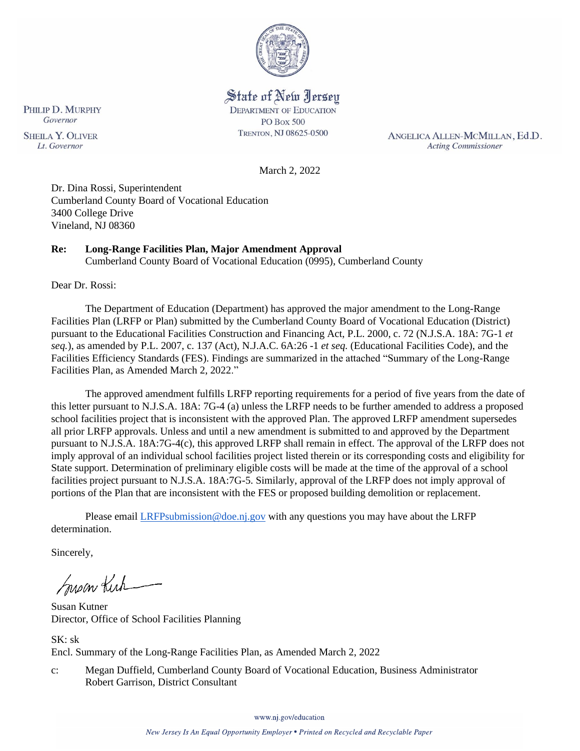State of New Jersey
DEPARTMENT OF EDUCATION
PO BOX 500
TRENTON, NJ 08625-0500

PHILIP D. MURPHY
*Governor*

SHEILA Y. OLIVER
*Lt. Governor*

ANGELICA ALLEN-MCMILLAN, Ed.D.
*Acting Commissioner*

March 2, 2022

Dr. Dina Rossi, Superintendent
Cumberland County Board of Vocational Education
3400 College Drive
Vineland, NJ 08360

**Re: Long-Range Facilities Plan, Major Amendment Approval**
Cumberland County Board of Vocational Education (0995), Cumberland County

Dear Dr. Rossi:

The Department of Education (Department) has approved the major amendment to the Long-Range Facilities Plan (LRFP or Plan) submitted by the Cumberland County Board of Vocational Education (District) pursuant to the Educational Facilities Construction and Financing Act, P.L. 2000, c. 72 (N.J.S.A. 18A: 7G-1 *et seq.*), as amended by P.L. 2007, c. 137 (Act), N.J.A.C. 6A:26 -1 *et seq.* (Educational Facilities Code), and the Facilities Efficiency Standards (FES). Findings are summarized in the attached "Summary of the Long-Range Facilities Plan, as Amended March 2, 2022."

The approved amendment fulfills LRFP reporting requirements for a period of five years from the date of this letter pursuant to N.J.S.A. 18A: 7G-4 (a) unless the LRFP needs to be further amended to address a proposed school facilities project that is inconsistent with the approved Plan. The approved LRFP amendment supersedes all prior LRFP approvals. Unless and until a new amendment is submitted to and approved by the Department pursuant to N.J.S.A. 18A:7G-4(c), this approved LRFP shall remain in effect. The approval of the LRFP does not imply approval of an individual school facilities project listed therein or its corresponding costs and eligibility for State support. Determination of preliminary eligible costs will be made at the time of the approval of a school facilities project pursuant to N.J.S.A. 18A:7G-5. Similarly, approval of the LRFP does not imply approval of portions of the Plan that are inconsistent with the FES or proposed building demolition or replacement.

Please email LRFPsubmission@doe.nj.gov with any questions you may have about the LRFP determination.

Sincerely,

Susan Kutner
Director, Office of School Facilities Planning

SK: sk
Encl. Summary of the Long-Range Facilities Plan, as Amended March 2, 2022

c: Megan Duffield, Cumberland County Board of Vocational Education, Business Administrator
Robert Garrison, District Consultant

www.nj.gov/education

*New Jersey Is An Equal Opportunity Employer • Printed on Recycled and Recyclable Paper*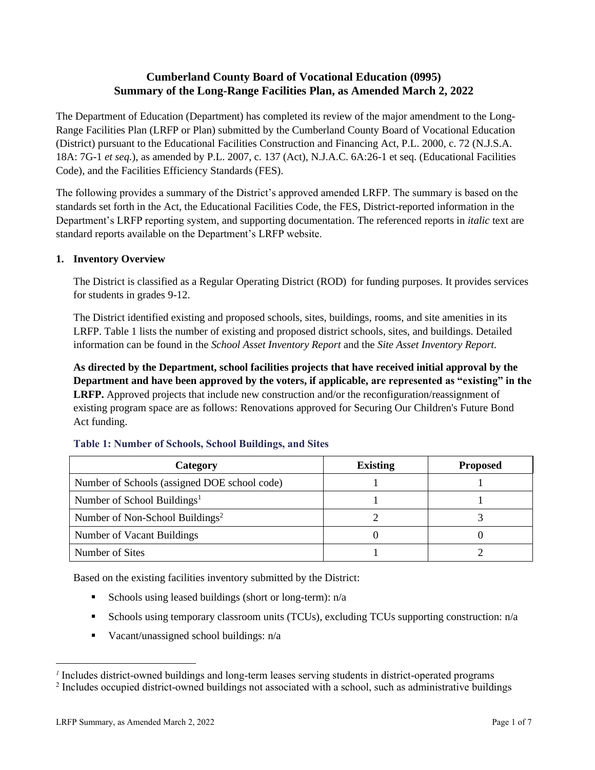# Cumberland County Board of Vocational Education (0995) Summary of the Long-Range Facilities Plan, as Amended March 2, 2022

The Department of Education (Department) has completed its review of the major amendment to the Long-Range Facilities Plan (LRFP or Plan) submitted by the Cumberland County Board of Vocational Education (District) pursuant to the Educational Facilities Construction and Financing Act, P.L. 2000, c. 72 (N.J.S.A. 18A: 7G-1 *et seq.*), as amended by P.L. 2007, c. 137 (Act), N.J.A.C. 6A:26-1 et seq. (Educational Facilities Code), and the Facilities Efficiency Standards (FES).

The following provides a summary of the District's approved amended LRFP. The summary is based on the standards set forth in the Act, the Educational Facilities Code, the FES, District-reported information in the Department's LRFP reporting system, and supporting documentation. The referenced reports in *italic* text are standard reports available on the Department's LRFP website.

## 1. Inventory Overview

The District is classified as a Regular Operating District (ROD) for funding purposes. It provides services for students in grades 9-12.

The District identified existing and proposed schools, sites, buildings, rooms, and site amenities in its LRFP. Table 1 lists the number of existing and proposed district schools, sites, and buildings. Detailed information can be found in the *School Asset Inventory Report* and the *Site Asset Inventory Report.*

**As directed by the Department, school facilities projects that have received initial approval by the Department and have been approved by the voters, if applicable, are represented as "existing" in the LRFP.** Approved projects that include new construction and/or the reconfiguration/reassignment of existing program space are as follows: Renovations approved for Securing Our Children's Future Bond Act funding.

### Table 1: Number of Schools, School Buildings, and Sites

| Category | Existing | Proposed |
|---|---|---|
| Number of Schools (assigned DOE school code) | 1 | 1 |
| Number of School Buildings[1] | 1 | 1 |
| Number of Non-School Buildings[2] | 2 | 3 |
| Number of Vacant Buildings | 0 | 0 |
| Number of Sites | 1 | 2 |

Based on the existing facilities inventory submitted by the District:

- Schools using leased buildings (short or long-term): n/a
- Schools using temporary classroom units (TCUs), excluding TCUs supporting construction: n/a
- Vacant/unassigned school buildings: n/a

[1] Includes district-owned buildings and long-term leases serving students in district-operated programs

[2] Includes occupied district-owned buildings not associated with a school, such as administrative buildings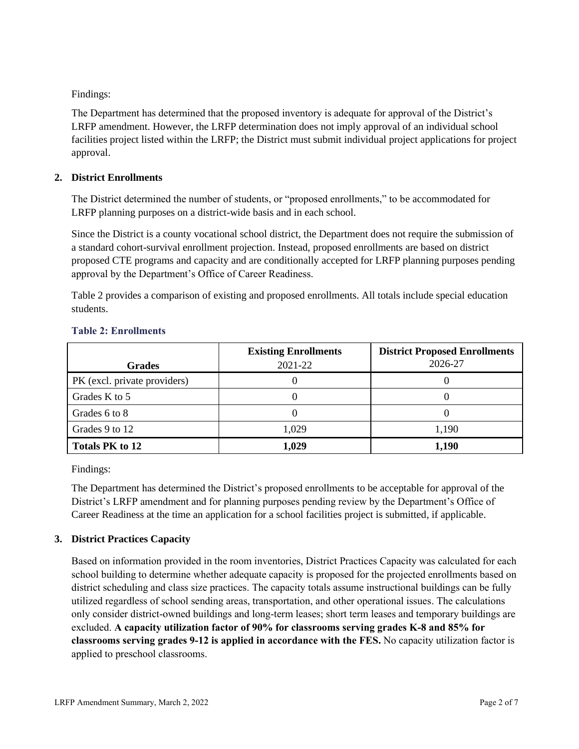Findings:

The Department has determined that the proposed inventory is adequate for approval of the District's LRFP amendment. However, the LRFP determination does not imply approval of an individual school facilities project listed within the LRFP; the District must submit individual project applications for project approval.

## 2. District Enrollments

The District determined the number of students, or "proposed enrollments," to be accommodated for LRFP planning purposes on a district-wide basis and in each school.

Since the District is a county vocational school district, the Department does not require the submission of a standard cohort-survival enrollment projection. Instead, proposed enrollments are based on district proposed CTE programs and capacity and are conditionally accepted for LRFP planning purposes pending approval by the Department's Office of Career Readiness.

Table 2 provides a comparison of existing and proposed enrollments. All totals include special education students.

**Table 2: Enrollments**

| Grades | Existing Enrollments 2021-22 | District Proposed Enrollments 2026-27 |
|---|---|---|
| PK (excl. private providers) | 0 | 0 |
| Grades K to 5 | 0 | 0 |
| Grades 6 to 8 | 0 | 0 |
| Grades 9 to 12 | 1,029 | 1,190 |
| **Totals PK to 12** | **1,029** | **1,190** |

Findings:

The Department has determined the District's proposed enrollments to be acceptable for approval of the District's LRFP amendment and for planning purposes pending review by the Department's Office of Career Readiness at the time an application for a school facilities project is submitted, if applicable.

## 3. District Practices Capacity

Based on information provided in the room inventories, District Practices Capacity was calculated for each school building to determine whether adequate capacity is proposed for the projected enrollments based on district scheduling and class size practices. The capacity totals assume instructional buildings can be fully utilized regardless of school sending areas, transportation, and other operational issues. The calculations only consider district-owned buildings and long-term leases; short term leases and temporary buildings are excluded. **A capacity utilization factor of 90% for classrooms serving grades K-8 and 85% for classrooms serving grades 9-12 is applied in accordance with the FES.** No capacity utilization factor is applied to preschool classrooms.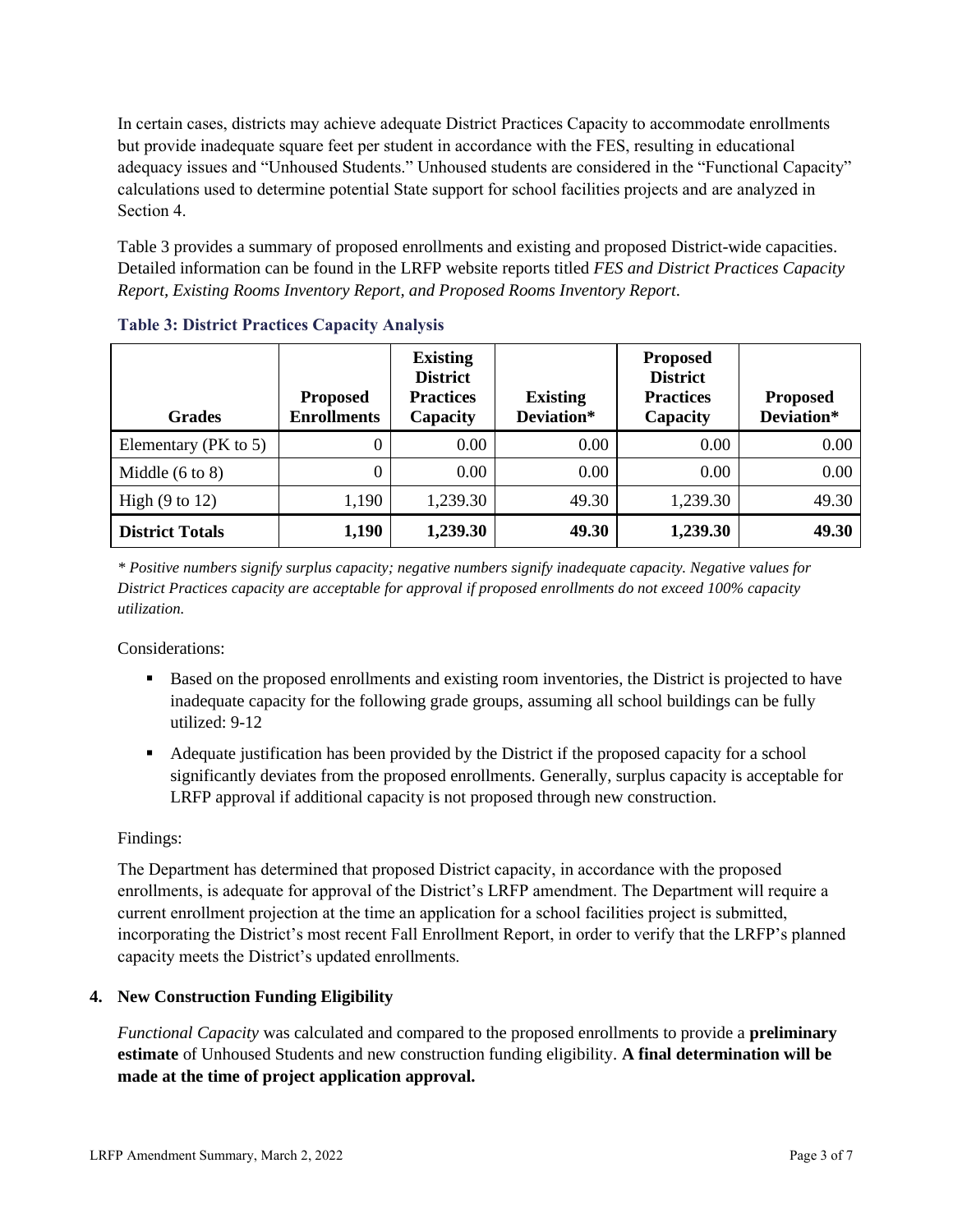In certain cases, districts may achieve adequate District Practices Capacity to accommodate enrollments but provide inadequate square feet per student in accordance with the FES, resulting in educational adequacy issues and "Unhoused Students." Unhoused students are considered in the "Functional Capacity" calculations used to determine potential State support for school facilities projects and are analyzed in Section 4.

Table 3 provides a summary of proposed enrollments and existing and proposed District-wide capacities. Detailed information can be found in the LRFP website reports titled *FES and District Practices Capacity Report, Existing Rooms Inventory Report, and Proposed Rooms Inventory Report.*

**Table 3: District Practices Capacity Analysis**

| Grades | Proposed Enrollments | Existing District Practices Capacity | Existing Deviation* | Proposed District Practices Capacity | Proposed Deviation* |
|---|---|---|---|---|---|
| Elementary (PK to 5) | 0 | 0.00 | 0.00 | 0.00 | 0.00 |
| Middle (6 to 8) | 0 | 0.00 | 0.00 | 0.00 | 0.00 |
| High (9 to 12) | 1,190 | 1,239.30 | 49.30 | 1,239.30 | 49.30 |
| **District Totals** | **1,190** | **1,239.30** | **49.30** | **1,239.30** | **49.30** |

*\* Positive numbers signify surplus capacity; negative numbers signify inadequate capacity. Negative values for District Practices capacity are acceptable for approval if proposed enrollments do not exceed 100% capacity utilization.*

Considerations:

- Based on the proposed enrollments and existing room inventories, the District is projected to have inadequate capacity for the following grade groups, assuming all school buildings can be fully utilized: 9-12
- Adequate justification has been provided by the District if the proposed capacity for a school significantly deviates from the proposed enrollments. Generally, surplus capacity is acceptable for LRFP approval if additional capacity is not proposed through new construction.

Findings:

The Department has determined that proposed District capacity, in accordance with the proposed enrollments, is adequate for approval of the District's LRFP amendment. The Department will require a current enrollment projection at the time an application for a school facilities project is submitted, incorporating the District's most recent Fall Enrollment Report, in order to verify that the LRFP's planned capacity meets the District's updated enrollments.

## 4. New Construction Funding Eligibility

*Functional Capacity* was calculated and compared to the proposed enrollments to provide a **preliminary estimate** of Unhoused Students and new construction funding eligibility. **A final determination will be made at the time of project application approval.**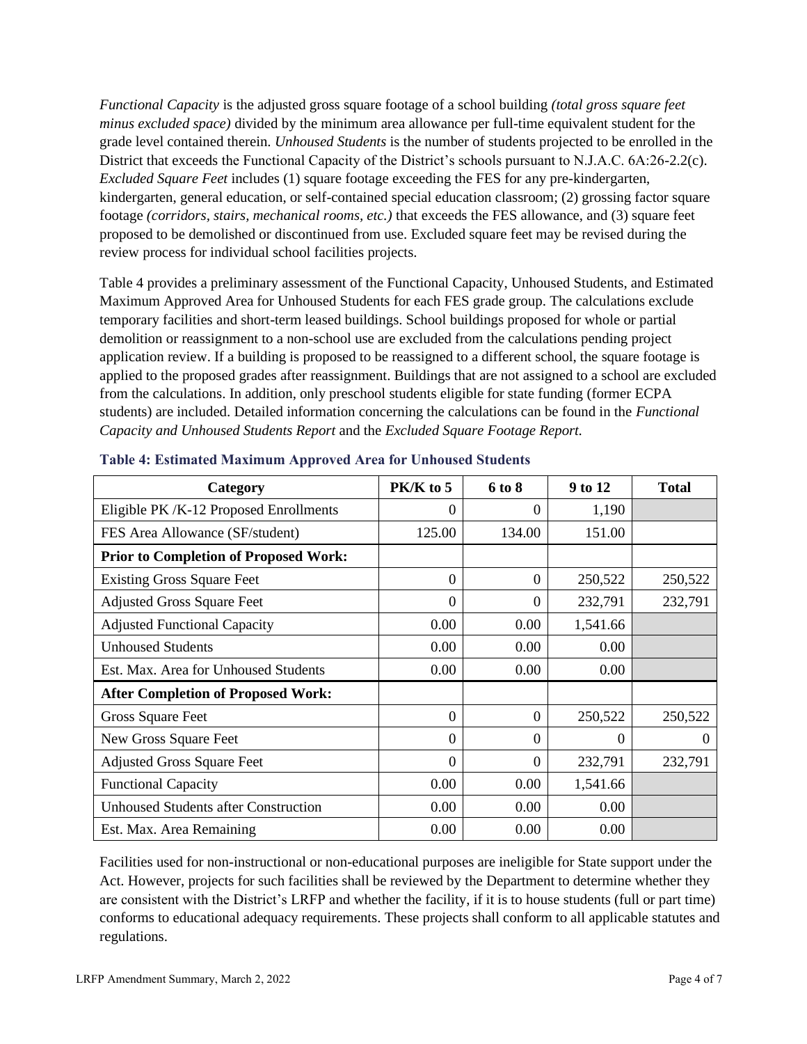*Functional Capacity* is the adjusted gross square footage of a school building *(total gross square feet minus excluded space)* divided by the minimum area allowance per full-time equivalent student for the grade level contained therein. *Unhoused Students* is the number of students projected to be enrolled in the District that exceeds the Functional Capacity of the District's schools pursuant to N.J.A.C. 6A:26-2.2(c). *Excluded Square Feet* includes (1) square footage exceeding the FES for any pre-kindergarten, kindergarten, general education, or self-contained special education classroom; (2) grossing factor square footage *(corridors, stairs, mechanical rooms, etc.)* that exceeds the FES allowance, and (3) square feet proposed to be demolished or discontinued from use. Excluded square feet may be revised during the review process for individual school facilities projects.

Table 4 provides a preliminary assessment of the Functional Capacity, Unhoused Students, and Estimated Maximum Approved Area for Unhoused Students for each FES grade group. The calculations exclude temporary facilities and short-term leased buildings. School buildings proposed for whole or partial demolition or reassignment to a non-school use are excluded from the calculations pending project application review. If a building is proposed to be reassigned to a different school, the square footage is applied to the proposed grades after reassignment. Buildings that are not assigned to a school are excluded from the calculations. In addition, only preschool students eligible for state funding (former ECPA students) are included. Detailed information concerning the calculations can be found in the *Functional Capacity and Unhoused Students Report* and the *Excluded Square Footage Report.*

**Table 4: Estimated Maximum Approved Area for Unhoused Students**

| Category | PK/K to 5 | 6 to 8 | 9 to 12 | Total |
|---|---|---|---|---|
| Eligible PK /K-12 Proposed Enrollments | 0 | 0 | 1,190 | |
| FES Area Allowance (SF/student) | 125.00 | 134.00 | 151.00 | |
| **Prior to Completion of Proposed Work:** | | | | |
| Existing Gross Square Feet | 0 | 0 | 250,522 | 250,522 |
| Adjusted Gross Square Feet | 0 | 0 | 232,791 | 232,791 |
| Adjusted Functional Capacity | 0.00 | 0.00 | 1,541.66 | |
| Unhoused Students | 0.00 | 0.00 | 0.00 | |
| Est. Max. Area for Unhoused Students | 0.00 | 0.00 | 0.00 | |
| **After Completion of Proposed Work:** | | | | |
| Gross Square Feet | 0 | 0 | 250,522 | 250,522 |
| New Gross Square Feet | 0 | 0 | 0 | 0 |
| Adjusted Gross Square Feet | 0 | 0 | 232,791 | 232,791 |
| Functional Capacity | 0.00 | 0.00 | 1,541.66 | |
| Unhoused Students after Construction | 0.00 | 0.00 | 0.00 | |
| Est. Max. Area Remaining | 0.00 | 0.00 | 0.00 | |

Facilities used for non-instructional or non-educational purposes are ineligible for State support under the Act. However, projects for such facilities shall be reviewed by the Department to determine whether they are consistent with the District's LRFP and whether the facility, if it is to house students (full or part time) conforms to educational adequacy requirements. These projects shall conform to all applicable statutes and regulations.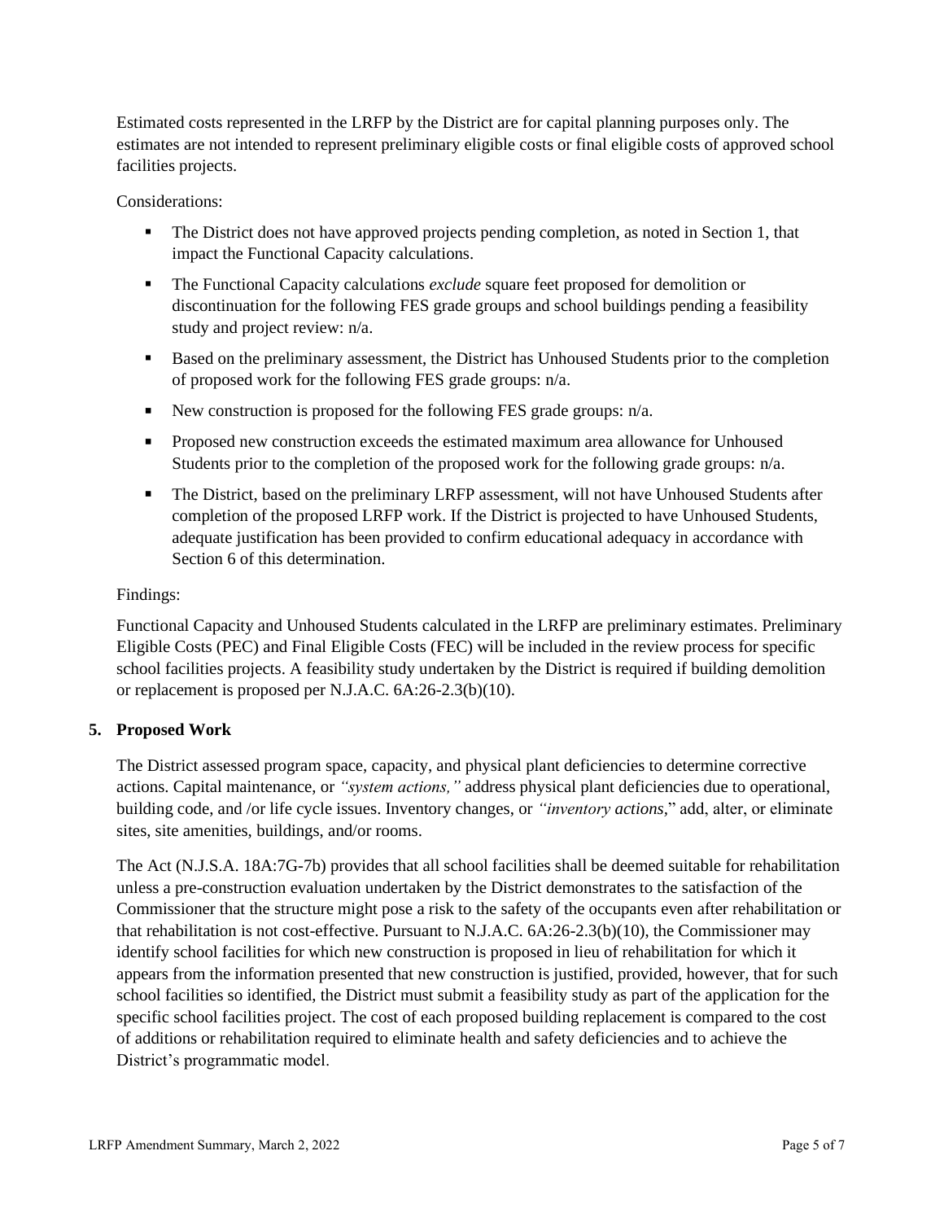Estimated costs represented in the LRFP by the District are for capital planning purposes only. The estimates are not intended to represent preliminary eligible costs or final eligible costs of approved school facilities projects.

Considerations:

- The District does not have approved projects pending completion, as noted in Section 1, that impact the Functional Capacity calculations.
- The Functional Capacity calculations *exclude* square feet proposed for demolition or discontinuation for the following FES grade groups and school buildings pending a feasibility study and project review: n/a.
- Based on the preliminary assessment, the District has Unhoused Students prior to the completion of proposed work for the following FES grade groups: n/a.
- New construction is proposed for the following FES grade groups: n/a.
- Proposed new construction exceeds the estimated maximum area allowance for Unhoused Students prior to the completion of the proposed work for the following grade groups: n/a.
- The District, based on the preliminary LRFP assessment, will not have Unhoused Students after completion of the proposed LRFP work. If the District is projected to have Unhoused Students, adequate justification has been provided to confirm educational adequacy in accordance with Section 6 of this determination.

Findings:

Functional Capacity and Unhoused Students calculated in the LRFP are preliminary estimates. Preliminary Eligible Costs (PEC) and Final Eligible Costs (FEC) will be included in the review process for specific school facilities projects. A feasibility study undertaken by the District is required if building demolition or replacement is proposed per N.J.A.C. 6A:26-2.3(b)(10).

### 5. Proposed Work

The District assessed program space, capacity, and physical plant deficiencies to determine corrective actions. Capital maintenance, or *"system actions,"* address physical plant deficiencies due to operational, building code, and /or life cycle issues. Inventory changes, or *"inventory actions,"* add, alter, or eliminate sites, site amenities, buildings, and/or rooms.

The Act (N.J.S.A. 18A:7G-7b) provides that all school facilities shall be deemed suitable for rehabilitation unless a pre-construction evaluation undertaken by the District demonstrates to the satisfaction of the Commissioner that the structure might pose a risk to the safety of the occupants even after rehabilitation or that rehabilitation is not cost-effective. Pursuant to N.J.A.C. 6A:26-2.3(b)(10), the Commissioner may identify school facilities for which new construction is proposed in lieu of rehabilitation for which it appears from the information presented that new construction is justified, provided, however, that for such school facilities so identified, the District must submit a feasibility study as part of the application for the specific school facilities project. The cost of each proposed building replacement is compared to the cost of additions or rehabilitation required to eliminate health and safety deficiencies and to achieve the District's programmatic model.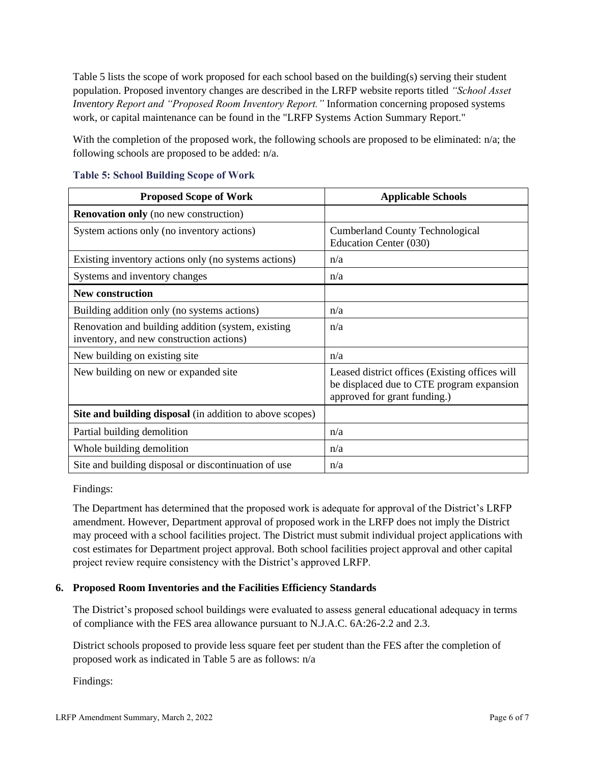Table 5 lists the scope of work proposed for each school based on the building(s) serving their student population. Proposed inventory changes are described in the LRFP website reports titled *"School Asset Inventory Report and "Proposed Room Inventory Report."* Information concerning proposed systems work, or capital maintenance can be found in the "LRFP Systems Action Summary Report."

With the completion of the proposed work, the following schools are proposed to be eliminated: n/a; the following schools are proposed to be added: n/a.

### Table 5: School Building Scope of Work

| Proposed Scope of Work | Applicable Schools |
|---|---|
| **Renovation only** (no new construction) | |
| System actions only (no inventory actions) | Cumberland County Technological Education Center (030) |
| Existing inventory actions only (no systems actions) | n/a |
| Systems and inventory changes | n/a |
| **New construction** | |
| Building addition only (no systems actions) | n/a |
| Renovation and building addition (system, existing inventory, and new construction actions) | n/a |
| New building on existing site | n/a |
| New building on new or expanded site | Leased district offices (Existing offices will be displaced due to CTE program expansion approved for grant funding.) |
| **Site and building disposal** (in addition to above scopes) | |
| Partial building demolition | n/a |
| Whole building demolition | n/a |
| Site and building disposal or discontinuation of use | n/a |

Findings:

The Department has determined that the proposed work is adequate for approval of the District's LRFP amendment. However, Department approval of proposed work in the LRFP does not imply the District may proceed with a school facilities project. The District must submit individual project applications with cost estimates for Department project approval. Both school facilities project approval and other capital project review require consistency with the District's approved LRFP.

### 6. Proposed Room Inventories and the Facilities Efficiency Standards

The District's proposed school buildings were evaluated to assess general educational adequacy in terms of compliance with the FES area allowance pursuant to N.J.A.C. 6A:26-2.2 and 2.3.

District schools proposed to provide less square feet per student than the FES after the completion of proposed work as indicated in Table 5 are as follows: n/a

Findings: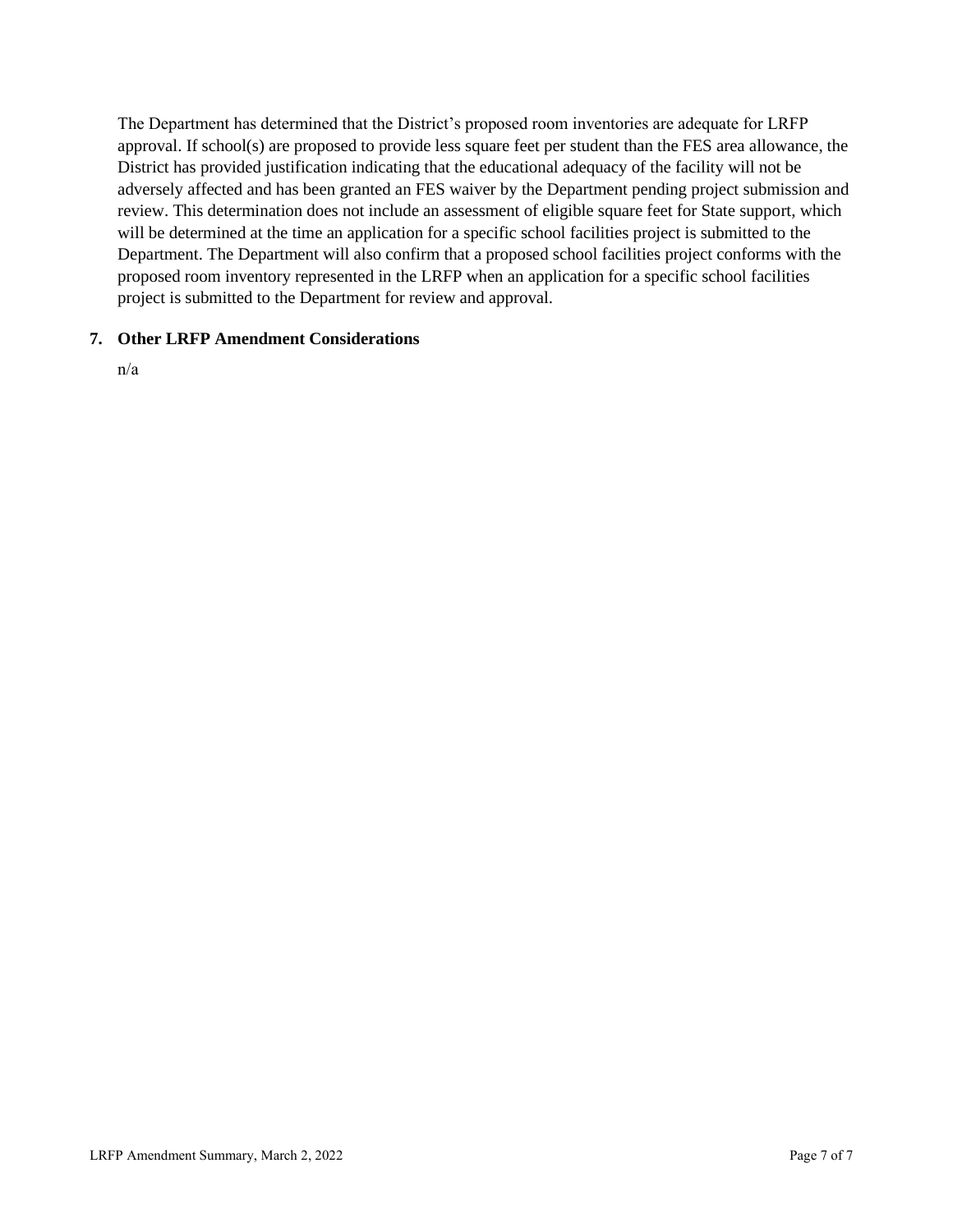The Department has determined that the District's proposed room inventories are adequate for LRFP approval. If school(s) are proposed to provide less square feet per student than the FES area allowance, the District has provided justification indicating that the educational adequacy of the facility will not be adversely affected and has been granted an FES waiver by the Department pending project submission and review. This determination does not include an assessment of eligible square feet for State support, which will be determined at the time an application for a specific school facilities project is submitted to the Department. The Department will also confirm that a proposed school facilities project conforms with the proposed room inventory represented in the LRFP when an application for a specific school facilities project is submitted to the Department for review and approval.

## 7. Other LRFP Amendment Considerations

n/a